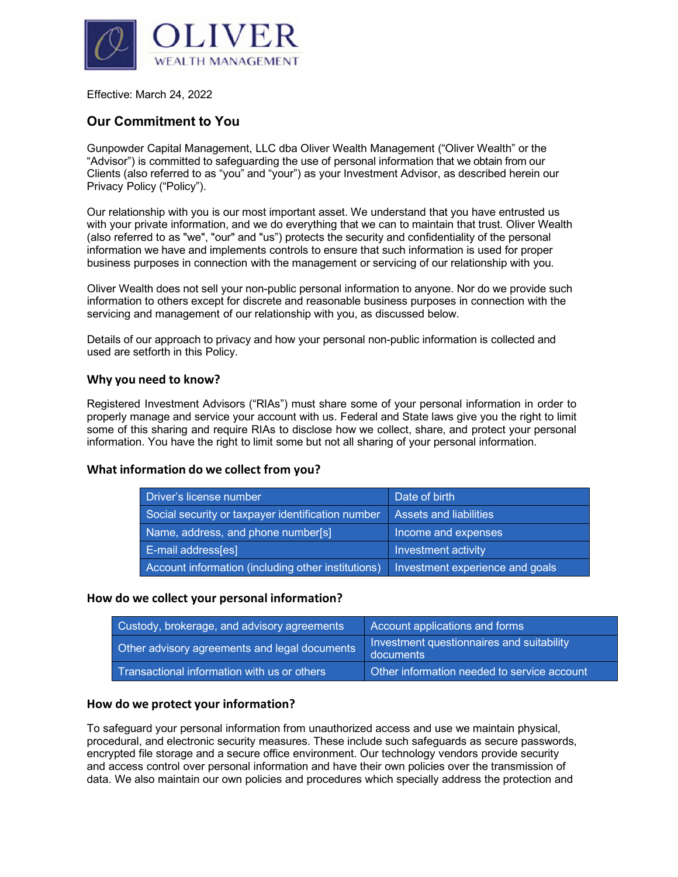OLIVER WEALTH MANAGEMENT

Effective: March 24, 2022

## Our Commitment to You

Gunpowder Capital Management, LLC dba Oliver Wealth Management ("Oliver Wealth" or the "Advisor") is committed to safeguarding the use of personal information that we obtain from our Clients (also referred to as "you" and "your") as your Investment Advisor, as described herein our Privacy Policy ("Policy").

Our relationship with you is our most important asset. We understand that you have entrusted us with your private information, and we do everything that we can to maintain that trust. Oliver Wealth (also referred to as "we", "our" and "us") protects the security and confidentiality of the personal information we have and implements controls to ensure that such information is used for proper business purposes in connection with the management or servicing of our relationship with you.

Oliver Wealth does not sell your non-public personal information to anyone. Nor do we provide such information to others except for discrete and reasonable business purposes in connection with the servicing and management of our relationship with you, as discussed below.

Details of our approach to privacy and how your personal non-public information is collected and used are setforth in this Policy.

### Why you need to know?

Registered Investment Advisors ("RIAs") must share some of your personal information in order to properly manage and service your account with us. Federal and State laws give you the right to limit some of this sharing and require RIAs to disclose how we collect, share, and protect your personal information. You have the right to limit some but not all sharing of your personal information.

### What information do we collect from you?

| | |
|---|---|
| Driver's license number | Date of birth |
| Social security or taxpayer identification number | Assets and liabilities |
| Name, address, and phone number[s] | Income and expenses |
| E-mail address[es] | Investment activity |
| Account information (including other institutions) | Investment experience and goals |

### How do we collect your personal information?

| | |
|---|---|
| Custody, brokerage, and advisory agreements | Account applications and forms |
| Other advisory agreements and legal documents | Investment questionnaires and suitability documents |
| Transactional information with us or others | Other information needed to service account |

### How do we protect your information?

To safeguard your personal information from unauthorized access and use we maintain physical, procedural, and electronic security measures. These include such safeguards as secure passwords, encrypted file storage and a secure office environment. Our technology vendors provide security and access control over personal information and have their own policies over the transmission of data. We also maintain our own policies and procedures which specially address the protection and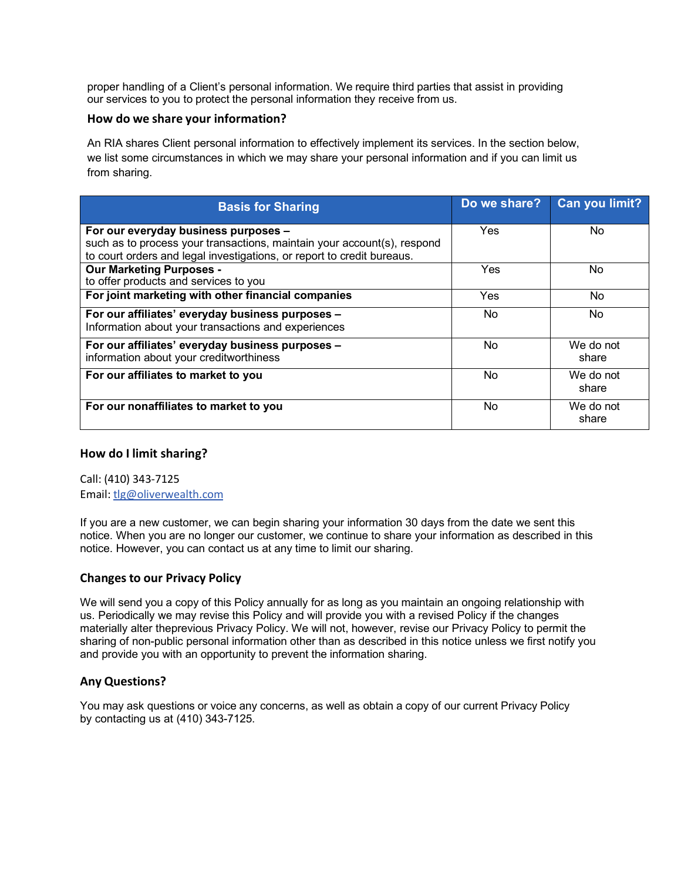proper handling of a Client's personal information. We require third parties that assist in providing our services to you to protect the personal information they receive from us.

### How do we share your information?

An RIA shares Client personal information to effectively implement its services. In the section below, we list some circumstances in which we may share your personal information and if you can limit us from sharing.

| Basis for Sharing | Do we share? | Can you limit? |
| --- | --- | --- |
| **For our everyday business purposes –** such as to process your transactions, maintain your account(s), respond to court orders and legal investigations, or report to credit bureaus. | Yes | No |
| **Our Marketing Purposes -** to offer products and services to you | Yes | No |
| **For joint marketing with other financial companies** | Yes | No |
| **For our affiliates' everyday business purposes –** Information about your transactions and experiences | No | No |
| **For our affiliates' everyday business purposes –** information about your creditworthiness | No | We do not share |
| **For our affiliates to market to you** | No | We do not share |
| **For our nonaffiliates to market to you** | No | We do not share |

### How do I limit sharing?

Call: (410) 343-7125
Email: tlg@oliverwealth.com

If you are a new customer, we can begin sharing your information 30 days from the date we sent this notice. When you are no longer our customer, we continue to share your information as described in this notice. However, you can contact us at any time to limit our sharing.

### Changes to our Privacy Policy

We will send you a copy of this Policy annually for as long as you maintain an ongoing relationship with us. Periodically we may revise this Policy and will provide you with a revised Policy if the changes materially alter theprevious Privacy Policy. We will not, however, revise our Privacy Policy to permit the sharing of non-public personal information other than as described in this notice unless we first notify you and provide you with an opportunity to prevent the information sharing.

### Any Questions?

You may ask questions or voice any concerns, as well as obtain a copy of our current Privacy Policy by contacting us at (410) 343-7125.